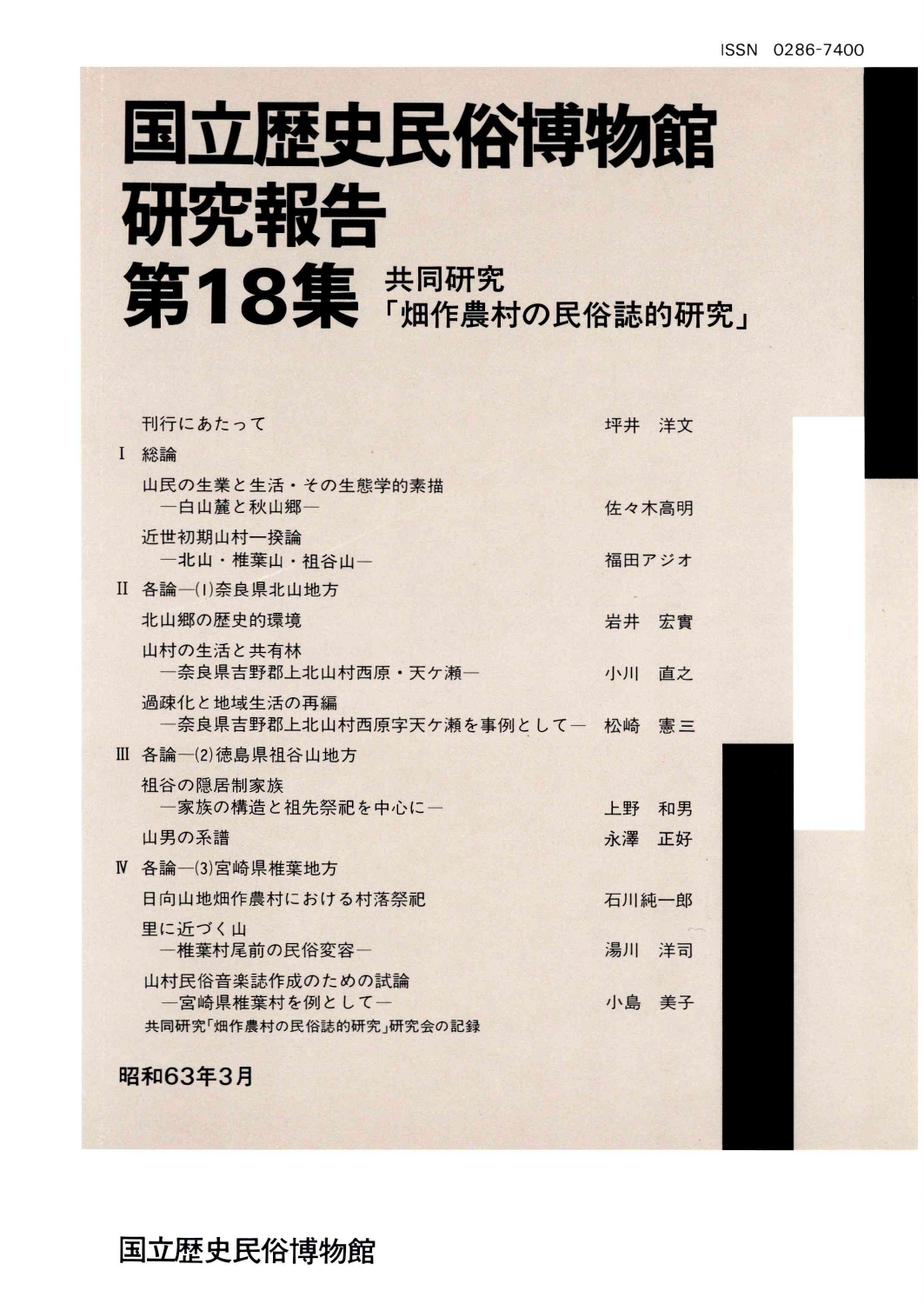ISSN 0286-7400

# 国立歴史民俗博物館研究報告

# 第18集 共同研究「畑作農村の民俗誌的研究」

刊行にあたって　坪井　洋文

Ⅰ　総論

山民の生業と生活・その生態学的素描
—白山麓と秋山郷—　佐々木高明

近世初期山村一揆論
—北山・椎葉山・祖谷山—　福田アジオ

Ⅱ　各論—(1)奈良県北山地方

北山郷の歴史的環境　岩井　宏實

山村の生活と共有林
—奈良県吉野郡上北山村西原・天ケ瀬—　小川　直之

過疎化と地域生活の再編
—奈良県吉野郡上北山村西原字天ケ瀬を事例として—　松崎　憲三

Ⅲ　各論—(2)徳島県祖谷山地方

祖谷の隠居制家族
—家族の構造と祖先祭祀を中心に—　上野　和男

山男の系譜　永澤　正好

Ⅳ　各論—(3)宮崎県椎葉地方

日向山地畑作農村における村落祭祀　石川純一郎

里に近づく山
—椎葉村尾前の民俗変容—　湯川　洋司

山村民俗音楽誌作成のための試論
—宮崎県椎葉村を例として—　小島　美子

共同研究「畑作農村の民俗誌的研究」研究会の記録

昭和63年3月

国立歴史民俗博物館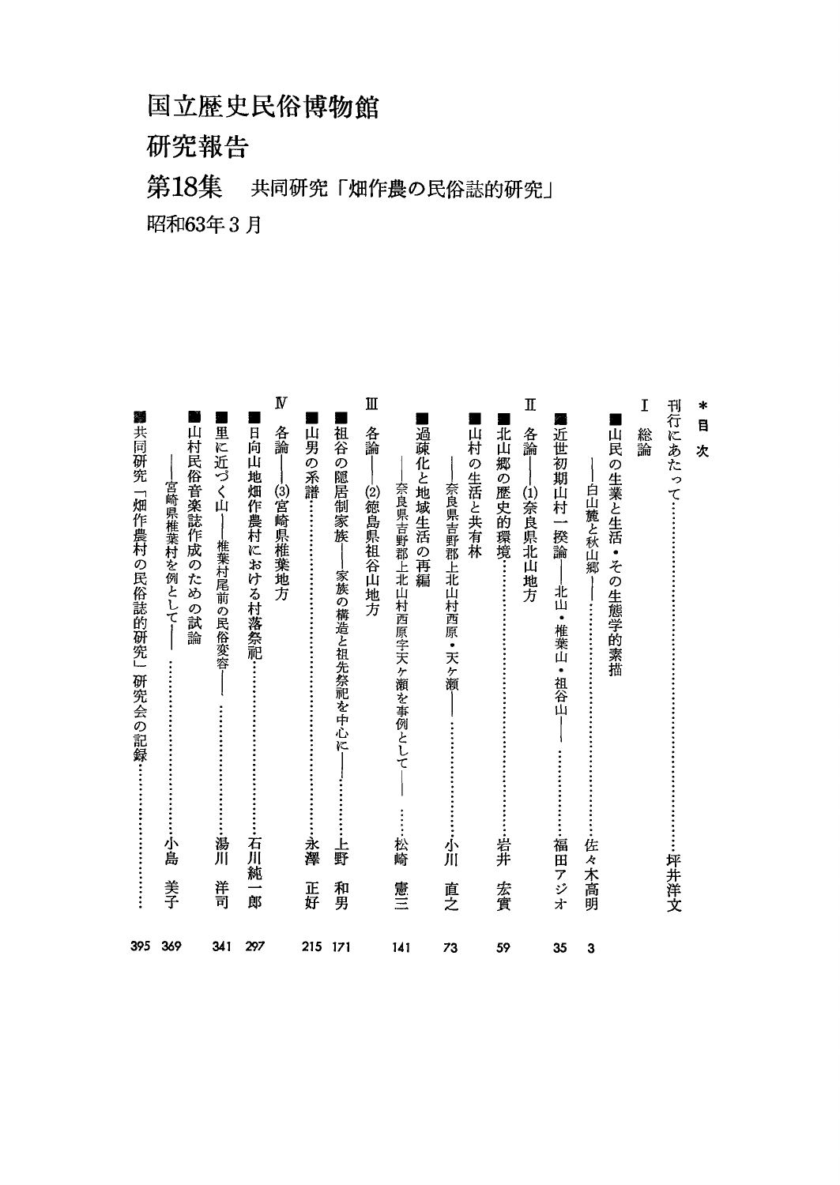# 国立歴史民俗博物館

# 研究報告

## 第18集　共同研究「畑作農の民俗誌的研究」

昭和63年3月

*目次

刊行にあたって……………………………………坪井洋文

I　総論

■山民の生業と生活・その生態学的素描
　——白山麓と秋山郷——……………………佐々木高明　3

■近世初期山村一揆論——北山・椎葉山・祖谷山——……………福田アジオ　35

II　各論——(1)奈良県北山地方

■北山郷の歴史的環境……………………………岩井宏實　59

■山村の生活と共有林
　——奈良県吉野郡上北山村西原・天ヶ瀬——……………小川直之　73

■過疎化と地域生活の再編
　——奈良県吉野郡上北山村西原字天ヶ瀬を事例として——……松崎憲三　141

III　各論——(2)徳島県祖谷山地方

■祖谷の隠居制家族——家族の構造と祖先祭祀を中心に——……上野和男　171

■山男の系譜……………………………………永澤正好　215

IV　各論——(3)宮崎県椎葉地方

■日向山地畑作農村における村落祭祀……………石川純一郎　297

■里に近づく山——椎葉村尾前の民俗変容——……………湯川洋司　341

■山村民俗音楽誌作成のための試論
　——宮崎県椎葉村を例として——……………小島美子　369

■共同研究「畑作農村の民俗誌的研究」研究会の記録……………　395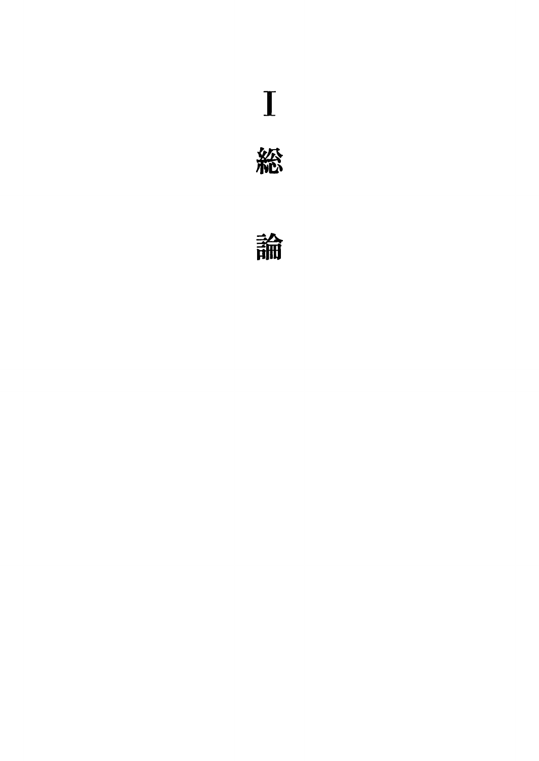# Ⅰ 総 論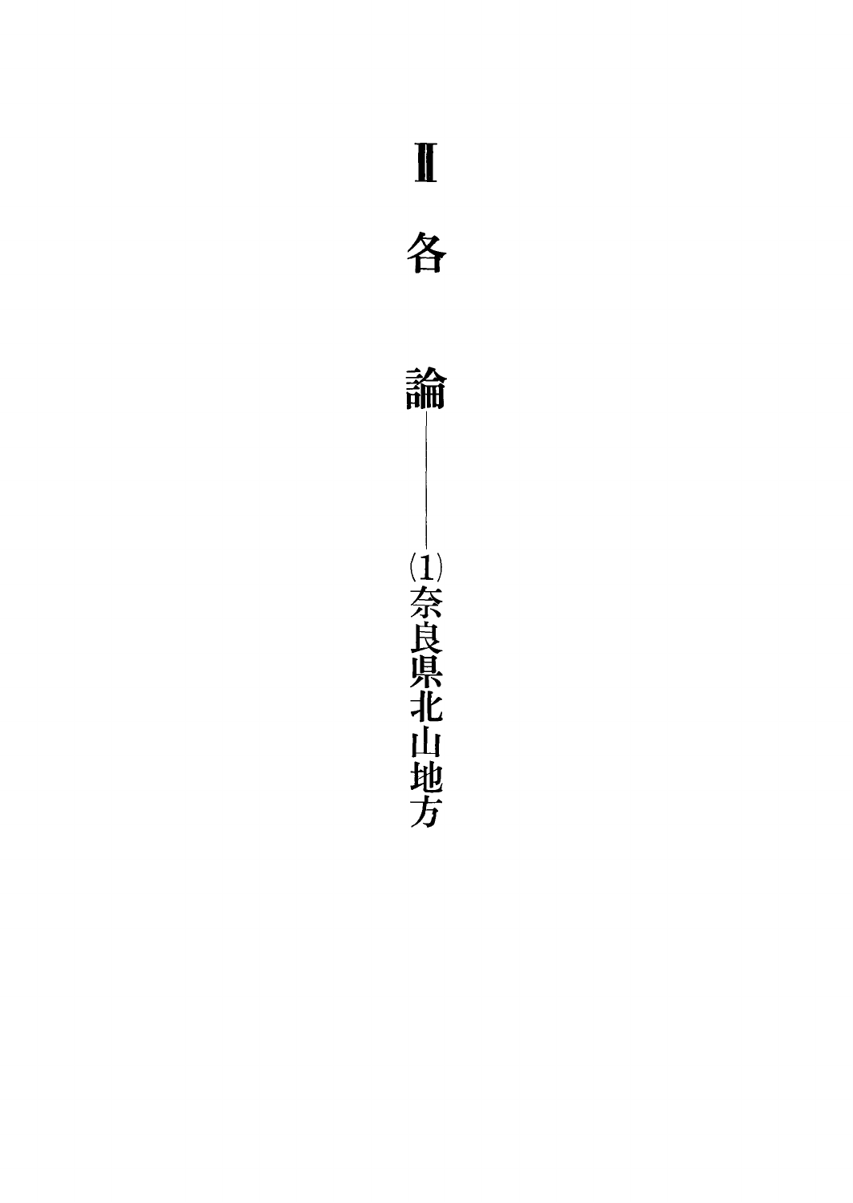# Ⅱ 各論

## (1) 奈良県北山地方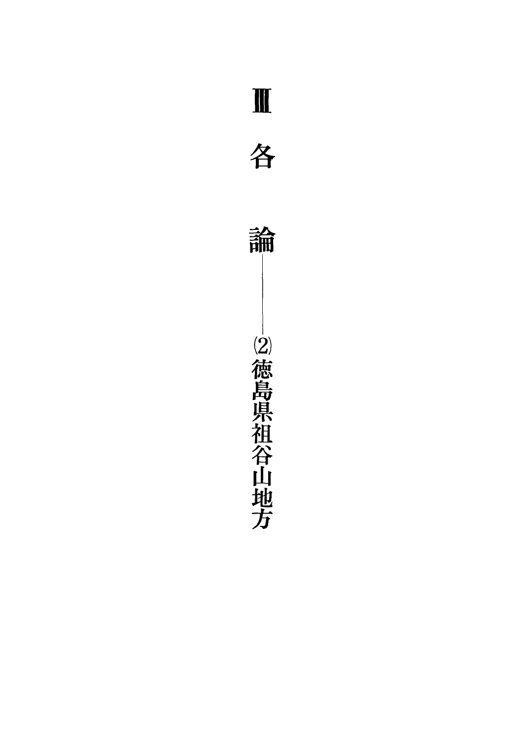# Ⅲ　各　論

## ―(2) 徳島県祖谷山地方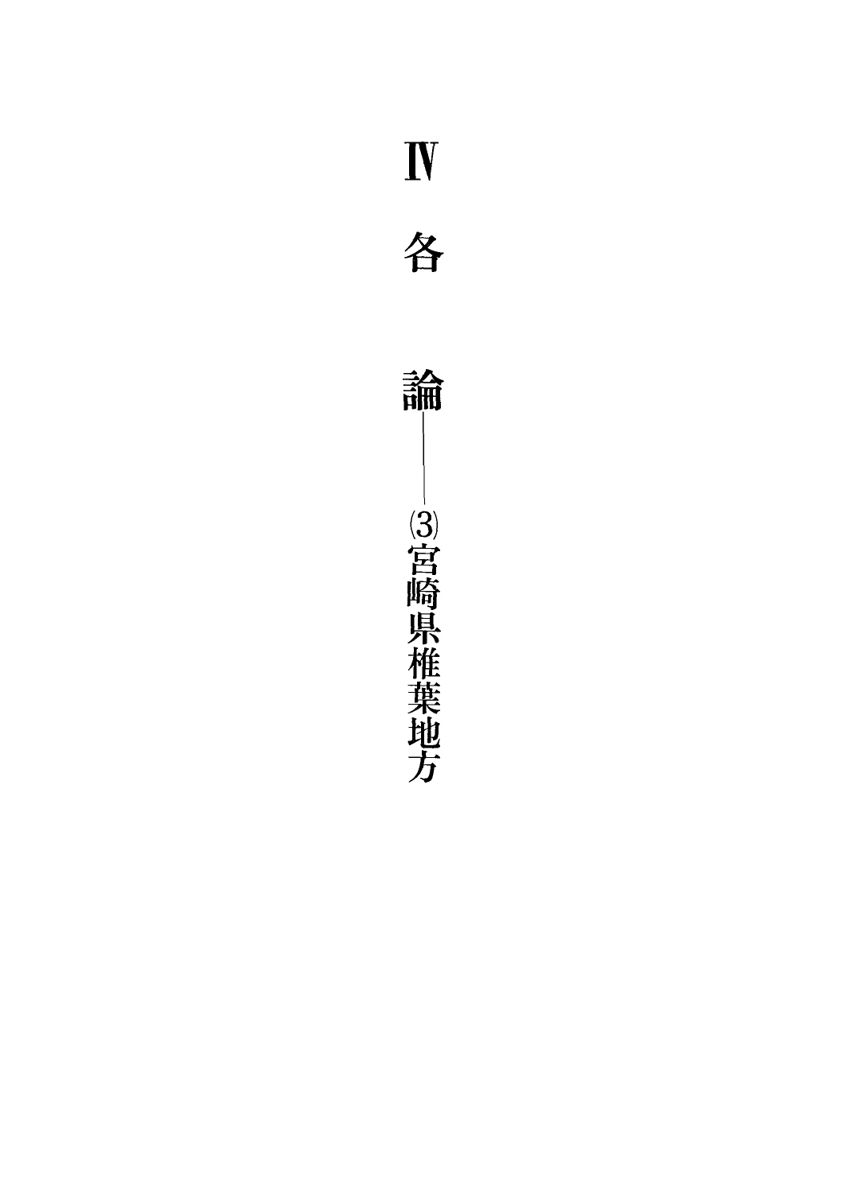# Ⅳ 各論

## ——⑶宮崎県椎葉地方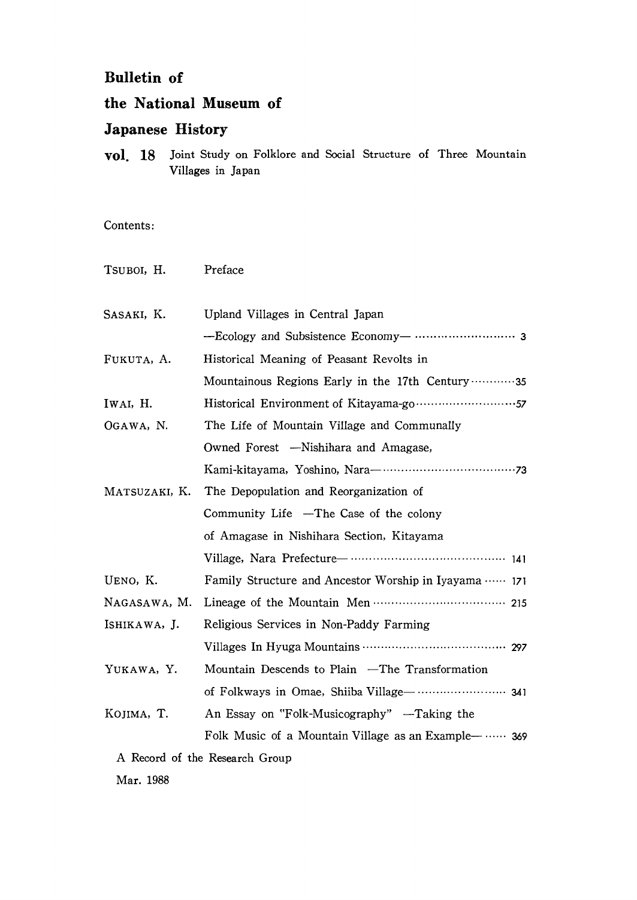# Bulletin of the National Museum of Japanese History

**vol. 18** Joint Study on Folklore and Social Structure of Three Mountain Villages in Japan

Contents:

| | | |
|---|---|---|
| TSUBOI, H. | Preface | |
| SASAKI, K. | Upland Villages in Central Japan —Ecology and Subsistence Economy— | 3 |
| FUKUTA, A. | Historical Meaning of Peasant Revolts in Mountainous Regions Early in the 17th Century | 35 |
| IWAI, H. | Historical Environment of Kitayama-go | 57 |
| OGAWA, N. | The Life of Mountain Village and Communally Owned Forest —Nishihara and Amagase, Kami-kitayama, Yoshino, Nara— | 73 |
| MATSUZAKI, K. | The Depopulation and Reorganization of Community Life —The Case of the colony of Amagase in Nishihara Section, Kitayama Village, Nara Prefecture— | 141 |
| UENO, K. | Family Structure and Ancestor Worship in Iyayama | 171 |
| NAGASAWA, M. | Lineage of the Mountain Men | 215 |
| ISHIKAWA, J. | Religious Services in Non-Paddy Farming Villages In Hyuga Mountains | 297 |
| YUKAWA, Y. | Mountain Descends to Plain —The Transformation of Folkways in Omae, Shiiba Village— | 341 |
| KOJIMA, T. | An Essay on "Folk-Musicography" —Taking the Folk Music of a Mountain Village as an Example— | 369 |

A Record of the Research Group

Mar. 1988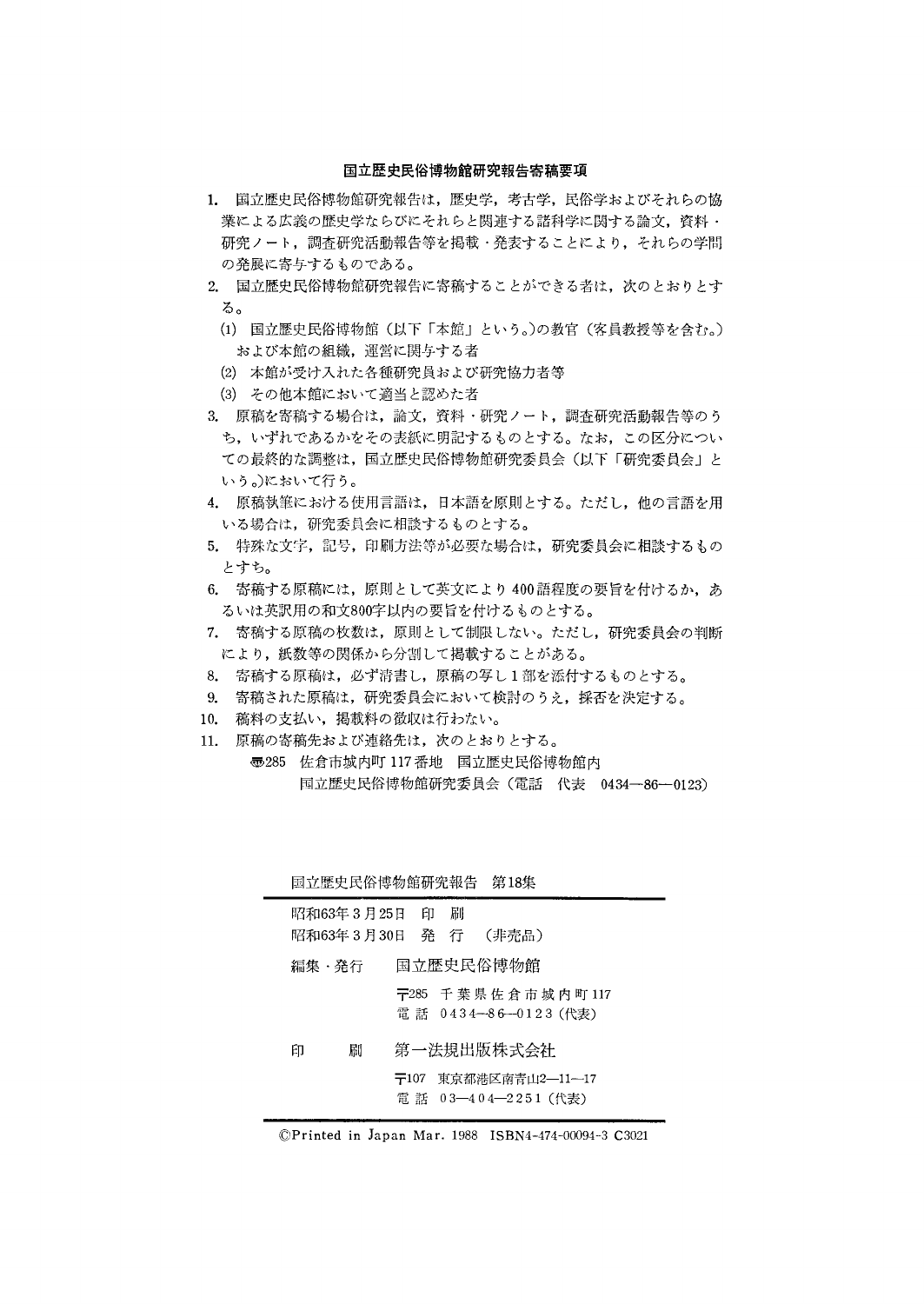## 国立歴史民俗博物館研究報告寄稿要項

1. 国立歴史民俗博物館研究報告は，歴史学，考古学，民俗学およびそれらの協業による広義の歴史学ならびにそれらと関連する諸科学に関する論文，資料・研究ノート，調査研究活動報告等を掲載・発表することにより，それらの学問の発展に寄与するものである。
2. 国立歴史民俗博物館研究報告に寄稿することができる者は，次のとおりとする。
   (1) 国立歴史民俗博物館（以下「本館」という。）の教官（客員教授等を含む。）および本館の組織，運営に関与する者
   (2) 本館が受け入れた各種研究員および研究協力者等
   (3) その他本館において適当と認めた者
3. 原稿を寄稿する場合は，論文，資料・研究ノート，調査研究活動報告等のうち，いずれであるかをその表紙に明記するものとする。なお，この区分についての最終的な調整は，国立歴史民俗博物館研究委員会（以下「研究委員会」という。）において行う。
4. 原稿執筆における使用言語は，日本語を原則とする。ただし，他の言語を用いる場合は，研究委員会に相談するものとする。
5. 特殊な文字，記号，印刷方法等が必要な場合は，研究委員会に相談するものとする。
6. 寄稿する原稿には，原則として英文により400語程度の要旨を付けるか，あるいは英訳用の和文800字以内の要旨を付けるものとする。
7. 寄稿する原稿の枚数は，原則として制限しない。ただし，研究委員会の判断により，紙数等の関係から分割して掲載することがある。
8. 寄稿する原稿は，必ず清書し，原稿の写し1部を添付するものとする。
9. 寄稿された原稿は，研究委員会において検討のうえ，採否を決定する。
10. 稿料の支払い，掲載料の徴収は行わない。
11. 原稿の寄稿先および連絡先は，次のとおりとする。

〒285 佐倉市城内町117番地 国立歴史民俗博物館内
国立歴史民俗博物館研究委員会（電話 代表 0434—86—0123）

---

国立歴史民俗博物館研究報告 第18集

昭和63年3月25日 印 刷
昭和63年3月30日 発 行 （非売品）

編集・発行 国立歴史民俗博物館
〒285 千葉県佐倉市城内町117
電 話 0434—86—0123（代表）

印 刷 第一法規出版株式会社
〒107 東京都港区南青山2—11—17
電 話 03—404—2251（代表）

---

©Printed in Japan Mar. 1988 ISBN4-474-00094-3 C3021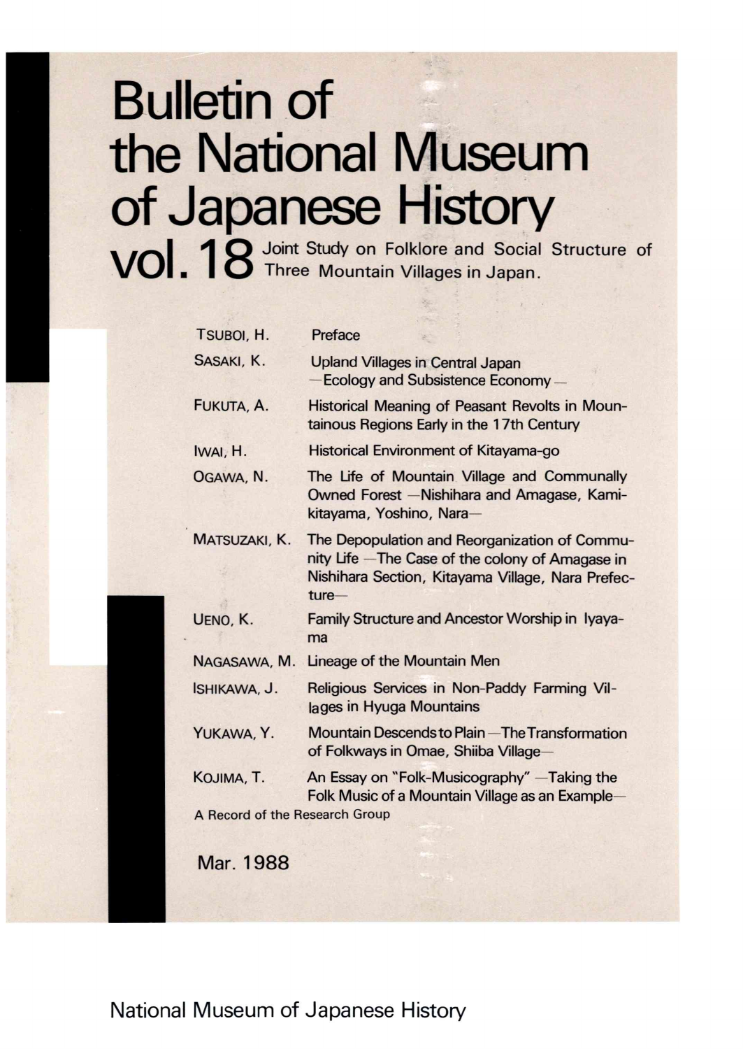# Bulletin of the National Museum of Japanese History

## vol. 18 Joint Study on Folklore and Social Structure of Three Mountain Villages in Japan.

| | |
|---|---|
| TSUBOI, H. | Preface |
| SASAKI, K. | Upland Villages in Central Japan —Ecology and Subsistence Economy— |
| FUKUTA, A. | Historical Meaning of Peasant Revolts in Mountainous Regions Early in the 17th Century |
| IWAI, H. | Historical Environment of Kitayama-go |
| OGAWA, N. | The Life of Mountain Village and Communally Owned Forest —Nishihara and Amagase, Kami-kitayama, Yoshino, Nara— |
| MATSUZAKI, K. | The Depopulation and Reorganization of Community Life —The Case of the colony of Amagase in Nishihara Section, Kitayama Village, Nara Prefecture— |
| UENO, K. | Family Structure and Ancestor Worship in Iyayama |
| NAGASAWA, M. | Lineage of the Mountain Men |
| ISHIKAWA, J. | Religious Services in Non-Paddy Farming Villages in Hyuga Mountains |
| YUKAWA, Y. | Mountain Descends to Plain —The Transformation of Folkways in Omae, Shiiba Village— |
| KOJIMA, T. | An Essay on "Folk-Musicography" —Taking the Folk Music of a Mountain Village as an Example— |

A Record of the Research Group

Mar. 1988

National Museum of Japanese History